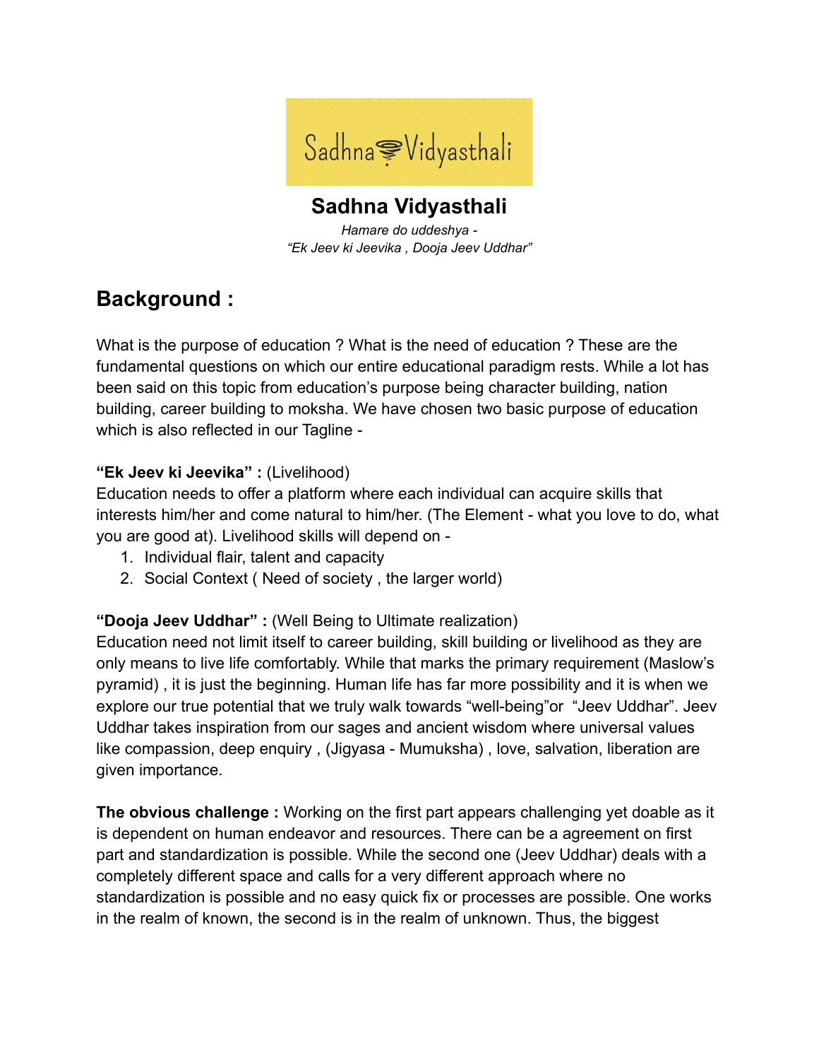# Sadhna Vidyasthali

*Hamare do uddeshya -*
*"Ek Jeev ki Jeevika , Dooja Jeev Uddhar"*

## Background :

What is the purpose of education ? What is the need of education ? These are the fundamental questions on which our entire educational paradigm rests. While a lot has been said on this topic from education's purpose being character building, nation building, career building to moksha. We have chosen two basic purpose of education which is also reflected in our Tagline -

**"Ek Jeev ki Jeevika" :** (Livelihood)
Education needs to offer a platform where each individual can acquire skills that interests him/her and come natural to him/her. (The Element - what you love to do, what you are good at). Livelihood skills will depend on -

1. Individual flair, talent and capacity
2. Social Context ( Need of society , the larger world)

**"Dooja Jeev Uddhar" :** (Well Being to Ultimate realization)
Education need not limit itself to career building, skill building or livelihood as they are only means to live life comfortably. While that marks the primary requirement (Maslow's pyramid) , it is just the beginning. Human life has far more possibility and it is when we explore our true potential that we truly walk towards "well-being"or "Jeev Uddhar". Jeev Uddhar takes inspiration from our sages and ancient wisdom where universal values like compassion, deep enquiry , (Jigyasa - Mumuksha) , love, salvation, liberation are given importance.

**The obvious challenge :** Working on the first part appears challenging yet doable as it is dependent on human endeavor and resources. There can be a agreement on first part and standardization is possible. While the second one (Jeev Uddhar) deals with a completely different space and calls for a very different approach where no standardization is possible and no easy quick fix or processes are possible. One works in the realm of known, the second is in the realm of unknown. Thus, the biggest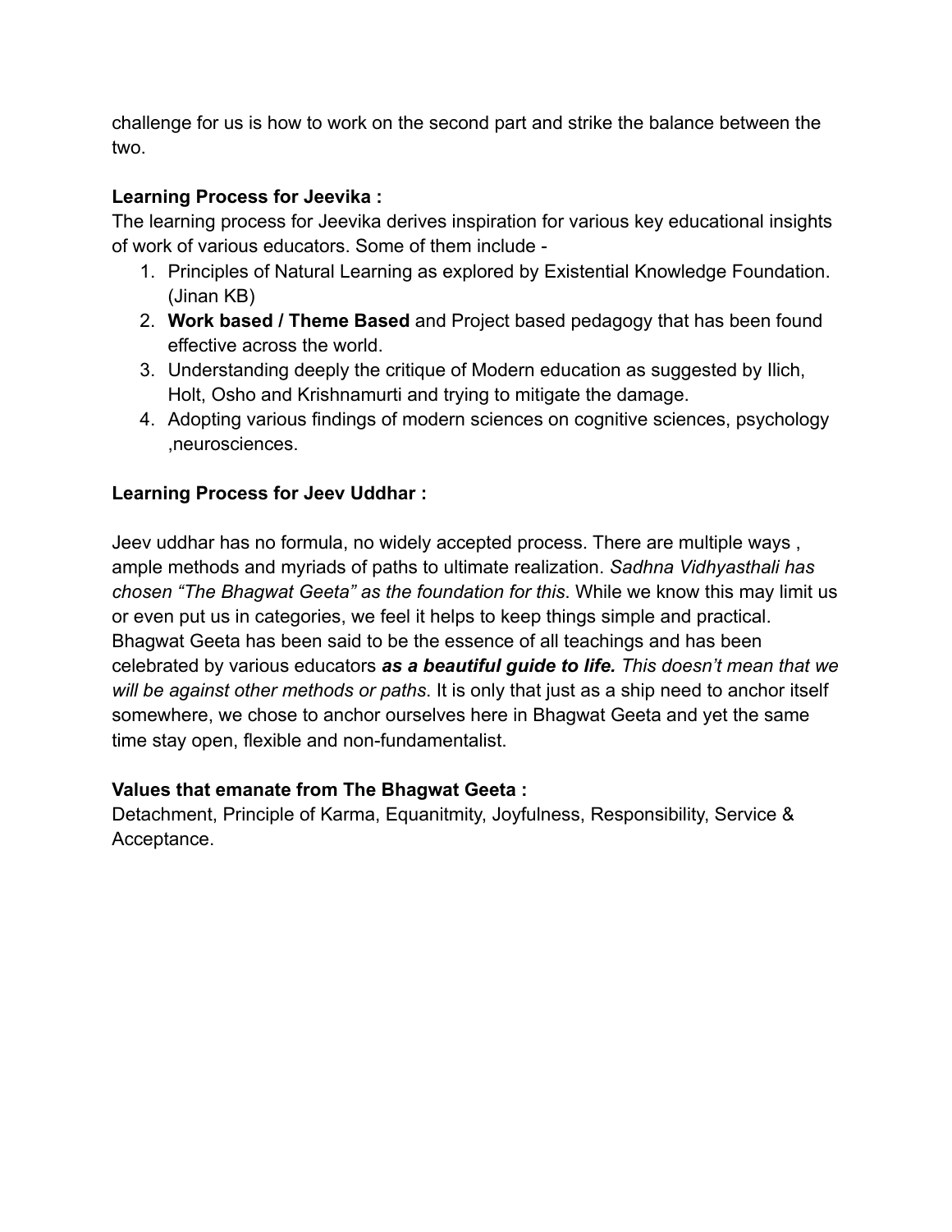challenge for us is how to work on the second part and strike the balance between the two.

**Learning Process for Jeevika :**

The learning process for Jeevika derives inspiration for various key educational insights of work of various educators. Some of them include -

1. Principles of Natural Learning as explored by Existential Knowledge Foundation. (Jinan KB)
2. **Work based / Theme Based** and Project based pedagogy that has been found effective across the world.
3. Understanding deeply the critique of Modern education as suggested by Ilich, Holt, Osho and Krishnamurti and trying to mitigate the damage.
4. Adopting various findings of modern sciences on cognitive sciences, psychology ,neurosciences.

**Learning Process for Jeev Uddhar :**

Jeev uddhar has no formula, no widely accepted process. There are multiple ways , ample methods and myriads of paths to ultimate realization. *Sadhna Vidhyasthali has chosen "The Bhagwat Geeta" as the foundation for this*. While we know this may limit us or even put us in categories, we feel it helps to keep things simple and practical. Bhagwat Geeta has been said to be the essence of all teachings and has been celebrated by various educators ***as a beautiful guide to life.*** *This doesn't mean that we will be against other methods or paths*. It is only that just as a ship need to anchor itself somewhere, we chose to anchor ourselves here in Bhagwat Geeta and yet the same time stay open, flexible and non-fundamentalist.

**Values that emanate from The Bhagwat Geeta :**

Detachment, Principle of Karma, Equanitmity, Joyfulness, Responsibility, Service & Acceptance.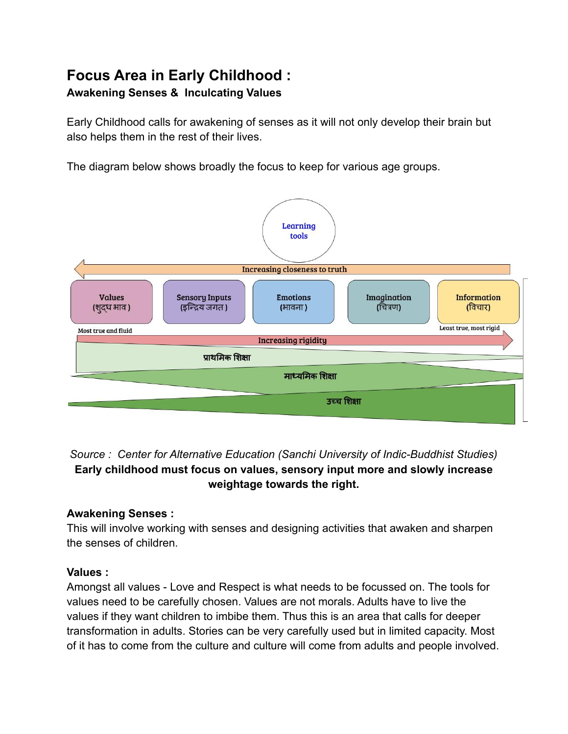## Focus Area in Early Childhood :

**Awakening Senses & Inculcating Values**

Early Childhood calls for awakening of senses as it will not only develop their brain but also helps them in the rest of their lives.

The diagram below shows broadly the focus to keep for various age groups.

Learning tools

Increasing closeness to truth

| Values (शुद्ध भाव) | Sensory Inputs (इन्द्रिय जगत) | Emotions (भावना) | Imagination (चित्रण) | Information (विचार) |
|---|---|---|---|---|

Most true and fluid — Least true, most rigid

Increasing rigidity

प्राथमिक शिक्षा

माध्यमिक शिक्षा

उच्च शिक्षा

*Source : Center for Alternative Education (Sanchi University of Indic-Buddhist Studies)*

**Early childhood must focus on values, sensory input more and slowly increase weightage towards the right.**

**Awakening Senses :**

This will involve working with senses and designing activities that awaken and sharpen the senses of children.

**Values :**

Amongst all values - Love and Respect is what needs to be focussed on. The tools for values need to be carefully chosen. Values are not morals. Adults have to live the values if they want children to imbibe them. Thus this is an area that calls for deeper transformation in adults. Stories can be very carefully used but in limited capacity. Most of it has to come from the culture and culture will come from adults and people involved.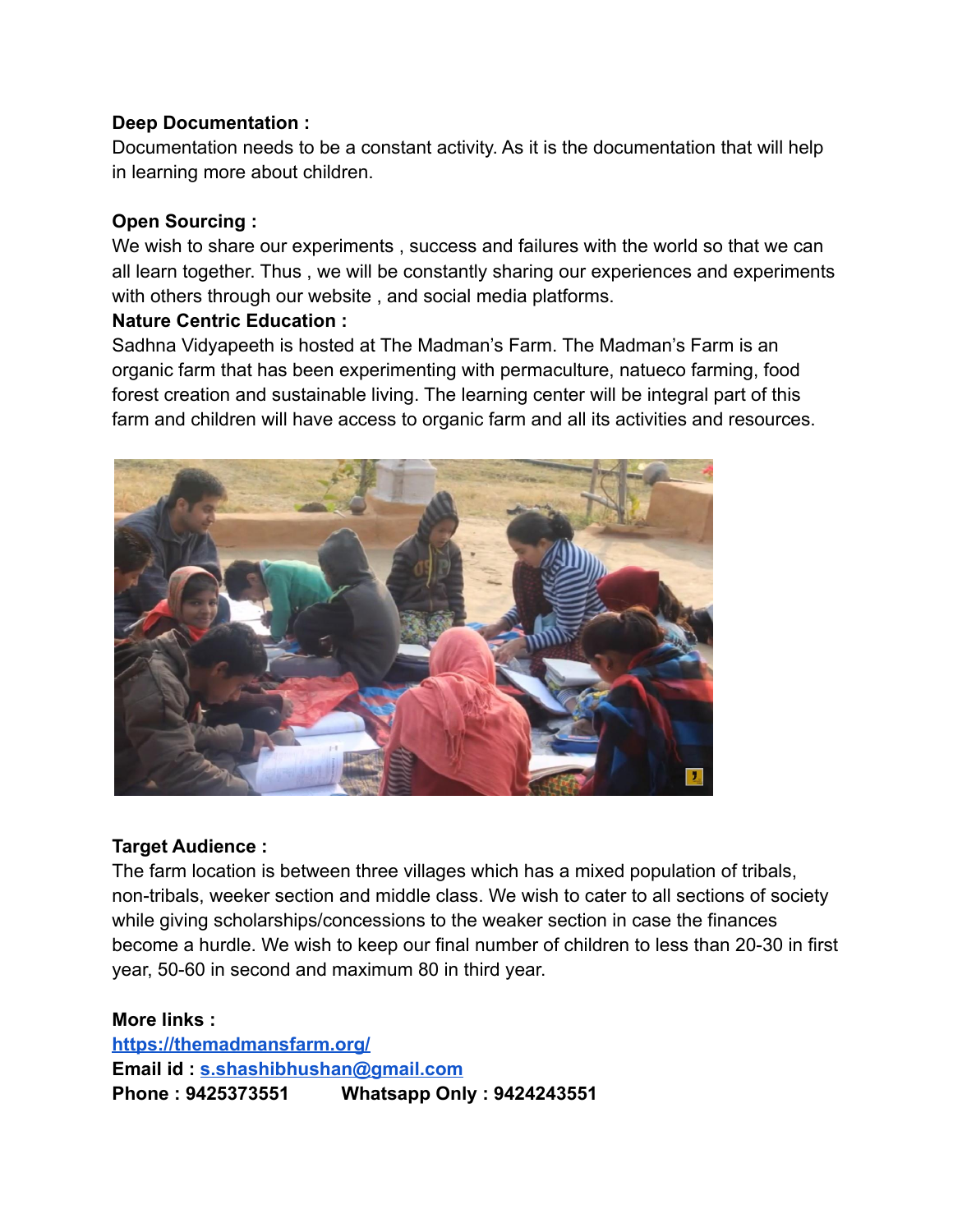**Deep Documentation :**
Documentation needs to be a constant activity. As it is the documentation that will help in learning more about children.

**Open Sourcing :**
We wish to share our experiments , success and failures with the world so that we can all learn together. Thus , we will be constantly sharing our experiences and experiments with others through our website , and social media platforms.

**Nature Centric Education :**
Sadhna Vidyapeeth is hosted at The Madman's Farm. The Madman's Farm is an organic farm that has been experimenting with permaculture, natueco farming, food forest creation and sustainable living. The learning center will be integral part of this farm and children will have access to organic farm and all its activities and resources.

**Target Audience :**
The farm location is between three villages which has a mixed population of tribals, non-tribals, weeker section and middle class. We wish to cater to all sections of society while giving scholarships/concessions to the weaker section in case the finances become a hurdle. We wish to keep our final number of children to less than 20-30 in first year, 50-60 in second and maximum 80 in third year.

**More links :**
[https://themadmansfarm.org/](https://themadmansfarm.org/)
**Email id :** [s.shashibhushan@gmail.com](mailto:s.shashibhushan@gmail.com)
**Phone : 9425373551** **Whatsapp Only : 9424243551**